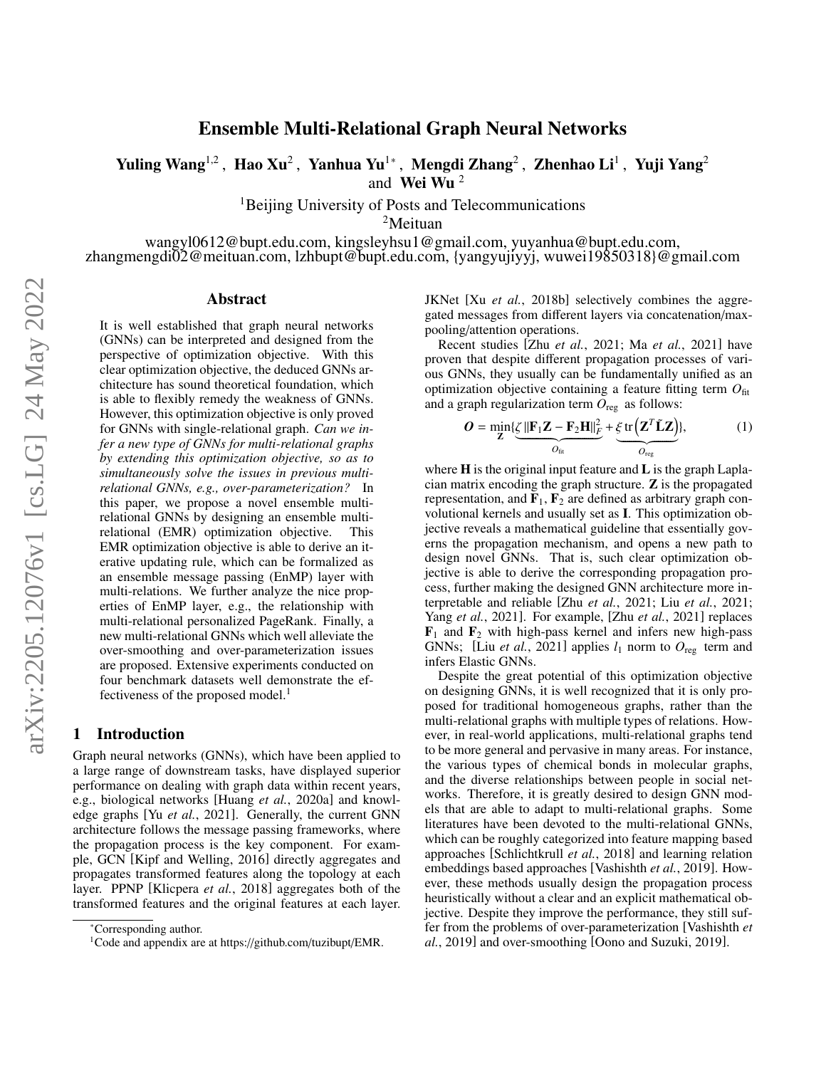# Ensemble Multi-Relational Graph Neural Networks

**Yuling Wang**[1,2], **Hao Xu**[2], **Yanhua Yu**[1*], **Mengdi Zhang**[2], **Zhenhao Li**[1], **Yuji Yang**[2] and **Wei Wu**[2]

[1]Beijing University of Posts and Telecommunications
[2]Meituan

wangyl0612@bupt.edu.com, kingsleyhsu1@gmail.com, yuyanhua@bupt.edu.com, zhangmengdi02@meituan.com, lzhbupt@bupt.edu.com, {yangyujiyyj, wuwei19850318}@gmail.com

## Abstract

It is well established that graph neural networks (GNNs) can be interpreted and designed from the perspective of optimization objective. With this clear optimization objective, the deduced GNNs architecture has sound theoretical foundation, which is able to flexibly remedy the weakness of GNNs. However, this optimization objective is only proved for GNNs with single-relational graph. *Can we infer a new type of GNNs for multi-relational graphs by extending this optimization objective, so as to simultaneously solve the issues in previous multi-relational GNNs, e.g., over-parameterization?* In this paper, we propose a novel ensemble multi-relational GNNs by designing an ensemble multi-relational (EMR) optimization objective. This EMR optimization objective is able to derive an iterative updating rule, which can be formalized as an ensemble message passing (EnMP) layer with multi-relations. We further analyze the nice properties of EnMP layer, e.g., the relationship with multi-relational personalized PageRank. Finally, a new multi-relational GNNs which well alleviate the over-smoothing and over-parameterization issues are proposed. Extensive experiments conducted on four benchmark datasets well demonstrate the effectiveness of the proposed model.[1]

## 1 Introduction

Graph neural networks (GNNs), which have been applied to a large range of downstream tasks, have displayed superior performance on dealing with graph data within recent years, e.g., biological networks [Huang *et al.*, 2020a] and knowledge graphs [Yu *et al.*, 2021]. Generally, the current GNN architecture follows the message passing frameworks, where the propagation process is the key component. For example, GCN [Kipf and Welling, 2016] directly aggregates and propagates transformed features along the topology at each layer. PPNP [Klicpera *et al.*, 2018] aggregates both of the transformed features and the original features at each layer. JKNet [Xu *et al.*, 2018b] selectively combines the aggregated messages from different layers via concatenation/max-pooling/attention operations.

Recent studies [Zhu *et al.*, 2021; Ma *et al.*, 2021] have proven that despite different propagation processes of various GNNs, they usually can be fundamentally unified as an optimization objective containing a feature fitting term $O_{\text{fit}}$ and a graph regularization term $O_{\text{reg}}$ as follows:

$$\boldsymbol{O} = \min_{\mathbf{Z}} \{ \underbrace{\zeta \, \|\mathbf{F}_1\mathbf{Z} - \mathbf{F}_2\mathbf{H}\|_F^2}_{O_{\text{fit}}} + \underbrace{\xi \, \text{tr}\left(\mathbf{Z}^T\tilde{\mathbf{L}}\mathbf{Z}\right)}_{O_{\text{reg}}} \}, \tag{1}$$

where $\mathbf{H}$ is the original input feature and $\mathbf{L}$ is the graph Laplacian matrix encoding the graph structure. $\mathbf{Z}$ is the propagated representation, and $\mathbf{F}_1$, $\mathbf{F}_2$ are defined as arbitrary graph convolutional kernels and usually set as $\mathbf{I}$. This optimization objective reveals a mathematical guideline that essentially governs the propagation mechanism, and opens a new path to design novel GNNs. That is, such clear optimization objective is able to derive the corresponding propagation process, further making the designed GNN architecture more interpretable and reliable [Zhu *et al.*, 2021; Liu *et al.*, 2021; Yang *et al.*, 2021]. For example, [Zhu *et al.*, 2021] replaces $\mathbf{F}_1$ and $\mathbf{F}_2$ with high-pass kernel and infers new high-pass GNNs; [Liu *et al.*, 2021] applies $l_1$ norm to $O_{\text{reg}}$ term and infers Elastic GNNs.

Despite the great potential of this optimization objective on designing GNNs, it is well recognized that it is only proposed for traditional homogeneous graphs, rather than the multi-relational graphs with multiple types of relations. However, in real-world applications, multi-relational graphs tend to be more general and pervasive in many areas. For instance, the various types of chemical bonds in molecular graphs, and the diverse relationships between people in social networks. Therefore, it is greatly desired to design GNN models that are able to adapt to multi-relational graphs. Some literatures have been devoted to the multi-relational GNNs, which can be roughly categorized into feature mapping based approaches [Schlichtkrull *et al.*, 2018] and learning relation embeddings based approaches [Vashishth *et al.*, 2019]. However, these methods usually design the propagation process heuristically without a clear and an explicit mathematical objective. Despite they improve the performance, they still suffer from the problems of over-parameterization [Vashishth *et al.*, 2019] and over-smoothing [Oono and Suzuki, 2019].

*Corresponding author.

[1]Code and appendix are at https://github.com/tuzibupt/EMR.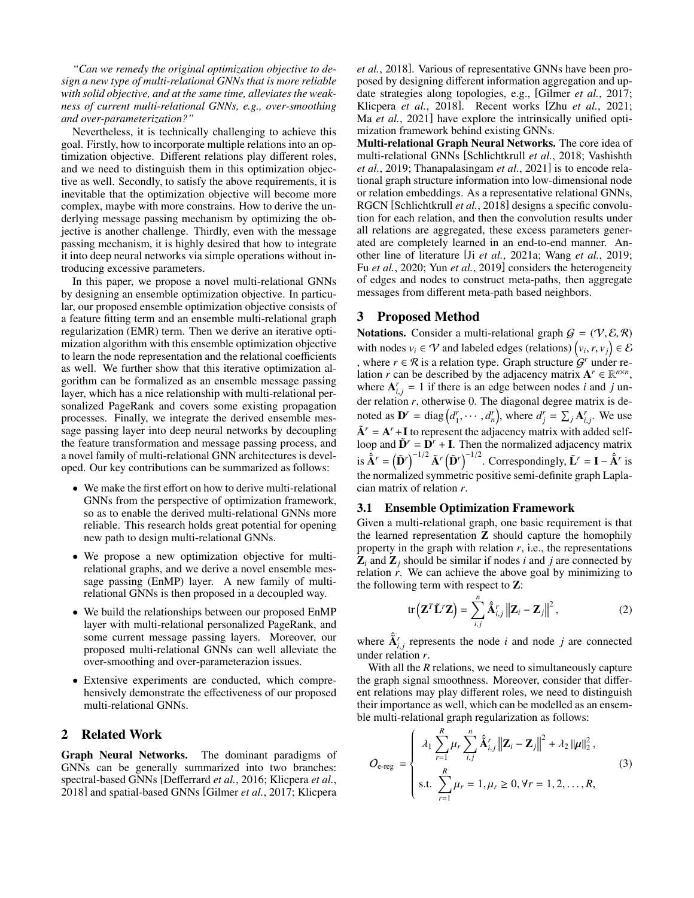*"Can we remedy the original optimization objective to design a new type of multi-relational GNNs that is more reliable with solid objective, and at the same time, alleviates the weakness of current multi-relational GNNs, e.g., over-smoothing and over-parameterization?"*

Nevertheless, it is technically challenging to achieve this goal. Firstly, how to incorporate multiple relations into an optimization objective. Different relations play different roles, and we need to distinguish them in this optimization objective as well. Secondly, to satisfy the above requirements, it is inevitable that the optimization objective will become more complex, maybe with more constrains. How to derive the underlying message passing mechanism by optimizing the objective is another challenge. Thirdly, even with the message passing mechanism, it is highly desired that how to integrate it into deep neural networks via simple operations without introducing excessive parameters.

In this paper, we propose a novel multi-relational GNNs by designing an ensemble optimization objective. In particular, our proposed ensemble optimization objective consists of a feature fitting term and an ensemble multi-relational graph regularization (EMR) term. Then we derive an iterative optimization algorithm with this ensemble optimization objective to learn the node representation and the relational coefficients as well. We further show that this iterative optimization algorithm can be formalized as an ensemble message passing layer, which has a nice relationship with multi-relational personalized PageRank and covers some existing propagation processes. Finally, we integrate the derived ensemble message passing layer into deep neural networks by decoupling the feature transformation and message passing process, and a novel family of multi-relational GNN architectures is developed. Our key contributions can be summarized as follows:

- We make the first effort on how to derive multi-relational GNNs from the perspective of optimization framework, so as to enable the derived multi-relational GNNs more reliable. This research holds great potential for opening new path to design multi-relational GNNs.
- We propose a new optimization objective for multi-relational graphs, and we derive a novel ensemble message passing (EnMP) layer. A new family of multi-relational GNNs is then proposed in a decoupled way.
- We build the relationships between our proposed EnMP layer with multi-relational personalized PageRank, and some current message passing layers. Moreover, our proposed multi-relational GNNs can well alleviate the over-smoothing and over-parameterazion issues.
- Extensive experiments are conducted, which comprehensively demonstrate the effectiveness of our proposed multi-relational GNNs.

## 2 Related Work

**Graph Neural Networks.** The dominant paradigms of GNNs can be generally summarized into two branches: spectral-based GNNs [Defferrard *et al.*, 2016; Klicpera *et al.*, 2018] and spatial-based GNNs [Gilmer *et al.*, 2017; Klicpera *et al.*, 2018]. Various of representative GNNs have been proposed by designing different information aggregation and update strategies along topologies, e.g., [Gilmer *et al.*, 2017; Klicpera *et al.*, 2018]. Recent works [Zhu *et al.*, 2021; Ma *et al.*, 2021] have explore the intrinsically unified optimization framework behind existing GNNs.

**Multi-relational Graph Neural Networks.** The core idea of multi-relational GNNs [Schlichtkrull *et al.*, 2018; Vashishth *et al.*, 2019; Thanapalasingam *et al.*, 2021] is to encode relational graph structure information into low-dimensional node or relation embeddings. As a representative relational GNNs, RGCN [Schlichtkrull *et al.*, 2018] designs a specific convolution for each relation, and then the convolution results under all relations are aggregated, these excess parameters generated are completely learned in an end-to-end manner. Another line of literature [Ji *et al.*, 2021a; Wang *et al.*, 2019; Fu *et al.*, 2020; Yun *et al.*, 2019] considers the heterogeneity of edges and nodes to construct meta-paths, then aggregate messages from different meta-path based neighbors.

## 3 Proposed Method

**Notations.** Consider a multi-relational graph $\mathcal{G} = (\mathcal{V}, \mathcal{E}, \mathcal{R})$ with nodes $v_i \in \mathcal{V}$ and labeled edges (relations) $\left(v_i, r, v_j\right) \in \mathcal{E}$ , where $r \in \mathcal{R}$ is a relation type. Graph structure $\mathcal{G}^r$ under relation $r$ can be described by the adjacency matrix $\mathbf{A}^r \in \mathbb{R}^{n \times n}$, where $\mathbf{A}^r_{i,j} = 1$ if there is an edge between nodes $i$ and $j$ under relation $r$, otherwise 0. The diagonal degree matrix is denoted as $\mathbf{D}^r = \operatorname{diag}\left(d_1^r, \cdots, d_n^r\right)$, where $d_j^r = \sum_j \mathbf{A}^r_{i,j}$. We use $\tilde{\mathbf{A}}^r = \mathbf{A}^r + \mathbf{I}$ to represent the adjacency matrix with added self-loop and $\tilde{\mathbf{D}}^r = \mathbf{D}^r + \mathbf{I}$. Then the normalized adjacency matrix is $\hat{\tilde{\mathbf{A}}}^r = \left(\tilde{\mathbf{D}}^r\right)^{-1/2} \tilde{\mathbf{A}}^r \left(\tilde{\mathbf{D}}^r\right)^{-1/2}$. Correspondingly, $\tilde{\mathbf{L}}^r = \mathbf{I} - \hat{\tilde{\mathbf{A}}}^r$ is the normalized symmetric positive semi-definite graph Laplacian matrix of relation $r$.

### 3.1 Ensemble Optimization Framework

Given a multi-relational graph, one basic requirement is that the learned representation $\mathbf{Z}$ should capture the homophily property in the graph with relation $r$, i.e., the representations $\mathbf{Z}_i$ and $\mathbf{Z}_j$ should be similar if nodes $i$ and $j$ are connected by relation $r$. We can achieve the above goal by minimizing to the following term with respect to $\mathbf{Z}$:

$$
\operatorname{tr}\left(\mathbf{Z}^T \tilde{\mathbf{L}}^r \mathbf{Z}\right) = \sum_{i,j}^{n} \hat{\tilde{\mathbf{A}}}^r_{i,j} \left\|\mathbf{Z}_i - \mathbf{Z}_j\right\|^2, \tag{2}
$$

where $\hat{\tilde{\mathbf{A}}}^r_{i,j}$ represents the node $i$ and node $j$ are connected under relation $r$.

With all the $R$ relations, we need to simultaneously capture the graph signal smoothness. Moreover, consider that different relations may play different roles, we need to distinguish their importance as well, which can be modelled as an ensemble multi-relational graph regularization as follows:

$$
\mathcal{O}_{\text{e-reg}} = \left\{
\begin{array}{l}
\lambda_1 \displaystyle\sum_{r=1}^{R} \mu_r \sum_{i,j}^{n} \hat{\tilde{\mathbf{A}}}^r_{i,j} \left\|\mathbf{Z}_i - \mathbf{Z}_j\right\|^2 + \lambda_2 \|\boldsymbol{\mu}\|_2^2, \\
\text{s.t.} \displaystyle\sum_{r=1}^{R} \mu_r = 1, \mu_r \geq 0, \forall r = 1, 2, \ldots, R,
\end{array}
\right. \tag{3}
$$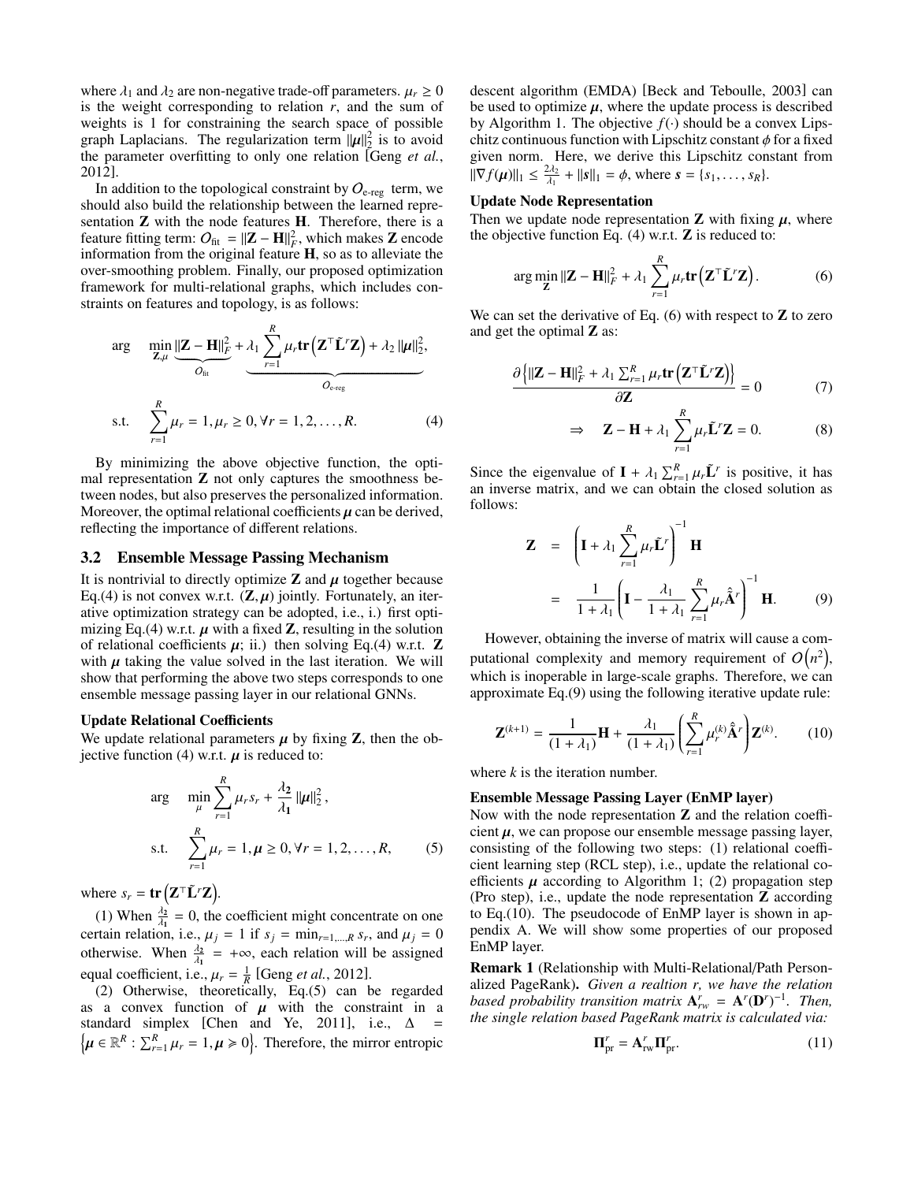where $\lambda_1$ and $\lambda_2$ are non-negative trade-off parameters. $\mu_r \geq 0$ is the weight corresponding to relation $r$, and the sum of weights is 1 for constraining the search space of possible graph Laplacians. The regularization term $\|\boldsymbol{\mu}\|_2^2$ is to avoid the parameter overfitting to only one relation [Geng *et al.*, 2012].

In addition to the topological constraint by $O_{\text{e-reg}}$ term, we should also build the relationship between the learned representation $\mathbf{Z}$ with the node features $\mathbf{H}$. Therefore, there is a feature fitting term: $O_{\text{fit}} = \|\mathbf{Z} - \mathbf{H}\|_F^2$, which makes $\mathbf{Z}$ encode information from the original feature $\mathbf{H}$, so as to alleviate the over-smoothing problem. Finally, our proposed optimization framework for multi-relational graphs, which includes constraints on features and topology, is as follows:

$$
\begin{aligned}
\arg \quad & \min_{\mathbf{Z},\boldsymbol{\mu}} \underbrace{\|\mathbf{Z} - \mathbf{H}\|_F^2}_{O_{\text{fit}}} + \underbrace{\lambda_1 \sum_{r=1}^{R} \mu_r \mathbf{tr}\left(\mathbf{Z}^\top \tilde{\mathbf{L}}^r \mathbf{Z}\right) + \lambda_2 \|\boldsymbol{\mu}\|_2^2}_{O_{\text{e-reg}}}, \\
\text{s.t.} \quad & \sum_{r=1}^{R} \mu_r = 1, \mu_r \geq 0, \forall r = 1, 2, \ldots, R. \qquad (4)
\end{aligned}
$$

By minimizing the above objective function, the optimal representation $\mathbf{Z}$ not only captures the smoothness between nodes, but also preserves the personalized information. Moreover, the optimal relational coefficients $\boldsymbol{\mu}$ can be derived, reflecting the importance of different relations.

## 3.2 Ensemble Message Passing Mechanism

It is nontrivial to directly optimize $\mathbf{Z}$ and $\boldsymbol{\mu}$ together because Eq.(4) is not convex w.r.t. $(\mathbf{Z}, \boldsymbol{\mu})$ jointly. Fortunately, an iterative optimization strategy can be adopted, i.e., i.) first optimizing Eq.(4) w.r.t. $\boldsymbol{\mu}$ with a fixed $\mathbf{Z}$, resulting in the solution of relational coefficients $\boldsymbol{\mu}$; ii.) then solving Eq.(4) w.r.t. $\mathbf{Z}$ with $\boldsymbol{\mu}$ taking the value solved in the last iteration. We will show that performing the above two steps corresponds to one ensemble message passing layer in our relational GNNs.

### Update Relational Coefficients

We update relational parameters $\boldsymbol{\mu}$ by fixing $\mathbf{Z}$, then the objective function (4) w.r.t. $\boldsymbol{\mu}$ is reduced to:

$$
\begin{aligned}
\arg \quad & \min_{\boldsymbol{\mu}} \sum_{r=1}^{R} \mu_r s_r + \frac{\lambda_2}{\lambda_1} \|\boldsymbol{\mu}\|_2^2, \\
\text{s.t.} \quad & \sum_{r=1}^{R} \mu_r = 1, \boldsymbol{\mu} \geq 0, \forall r = 1, 2, \ldots, R, \qquad (5)
\end{aligned}
$$

where $s_r = \mathbf{tr}\left(\mathbf{Z}^\top \tilde{\mathbf{L}}^r \mathbf{Z}\right)$.

(1) When $\frac{\lambda_2}{\lambda_1} = 0$, the coefficient might concentrate on one certain relation, i.e., $\mu_j = 1$ if $s_j = \min_{r=1,\ldots,R} s_r$, and $\mu_j = 0$ otherwise. When $\frac{\lambda_2}{\lambda_1} = +\infty$, each relation will be assigned equal coefficient, i.e., $\mu_r = \frac{1}{R}$ [Geng *et al.*, 2012].

(2) Otherwise, theoretically, Eq.(5) can be regarded as a convex function of $\boldsymbol{\mu}$ with the constraint in a standard simplex [Chen and Ye, 2011], i.e., $\Delta = \left\{\boldsymbol{\mu} \in \mathbb{R}^R : \sum_{r=1}^{R} \mu_r = 1, \boldsymbol{\mu} \geqslant 0\right\}$. Therefore, the mirror entropic descent algorithm (EMDA) [Beck and Teboulle, 2003] can be used to optimize $\boldsymbol{\mu}$, where the update process is described by Algorithm 1. The objective $f(\cdot)$ should be a convex Lipschitz continuous function with Lipschitz constant $\phi$ for a fixed given norm. Here, we derive this Lipschitz constant from $\|\nabla f(\boldsymbol{\mu})\|_1 \leq \frac{2\lambda_2}{\lambda_1} + \|\boldsymbol{s}\|_1 = \phi$, where $\boldsymbol{s} = \{s_1, \ldots, s_R\}$.

### Update Node Representation

Then we update node representation $\mathbf{Z}$ with fixing $\boldsymbol{\mu}$, where the objective function Eq. (4) w.r.t. $\mathbf{Z}$ is reduced to:

$$
\arg\min_{\mathbf{Z}} \|\mathbf{Z} - \mathbf{H}\|_F^2 + \lambda_1 \sum_{r=1}^{R} \mu_r \mathbf{tr}\left(\mathbf{Z}^\top \tilde{\mathbf{L}}^r \mathbf{Z}\right). \qquad (6)
$$

We can set the derivative of Eq. (6) with respect to $\mathbf{Z}$ to zero and get the optimal $\mathbf{Z}$ as:

$$
\frac{\partial \left\{\|\mathbf{Z} - \mathbf{H}\|_F^2 + \lambda_1 \sum_{r=1}^{R} \mu_r \mathbf{tr}\left(\mathbf{Z}^\top \tilde{\mathbf{L}}^r \mathbf{Z}\right)\right\}}{\partial \mathbf{Z}} = 0 \qquad (7)
$$

$$
\Rightarrow \quad \mathbf{Z} - \mathbf{H} + \lambda_1 \sum_{r=1}^{R} \mu_r \tilde{\mathbf{L}}^r \mathbf{Z} = 0. \qquad (8)
$$

Since the eigenvalue of $\mathbf{I} + \lambda_1 \sum_{r=1}^{R} \mu_r \tilde{\mathbf{L}}^r$ is positive, it has an inverse matrix, and we can obtain the closed solution as follows:

$$
\begin{aligned}
\mathbf{Z} &= \left(\mathbf{I} + \lambda_1 \sum_{r=1}^{R} \mu_r \tilde{\mathbf{L}}^r\right)^{-1} \mathbf{H} \\
&= \frac{1}{1 + \lambda_1} \left(\mathbf{I} - \frac{\lambda_1}{1 + \lambda_1} \sum_{r=1}^{R} \mu_r \hat{\tilde{\mathbf{A}}}^r\right)^{-1} \mathbf{H}. \qquad (9)
\end{aligned}
$$

However, obtaining the inverse of matrix will cause a computational complexity and memory requirement of $O\left(n^2\right)$, which is inoperable in large-scale graphs. Therefore, we can approximate Eq.(9) using the following iterative update rule:

$$
\mathbf{Z}^{(k+1)} = \frac{1}{(1 + \lambda_1)} \mathbf{H} + \frac{\lambda_1}{(1 + \lambda_1)} \left(\sum_{r=1}^{R} \mu_r^{(k)} \hat{\tilde{\mathbf{A}}}^r\right) \mathbf{Z}^{(k)}. \qquad (10)
$$

where $k$ is the iteration number.

### Ensemble Message Passing Layer (EnMP layer)

Now with the node representation $\mathbf{Z}$ and the relation coefficient $\boldsymbol{\mu}$, we can propose our ensemble message passing layer, consisting of the following two steps: (1) relational coefficient learning step (RCL step), i.e., update the relational coefficients $\boldsymbol{\mu}$ according to Algorithm 1; (2) propagation step (Pro step), i.e., update the node representation $\mathbf{Z}$ according to Eq.(10). The pseudocode of EnMP layer is shown in appendix A. We will show some properties of our proposed EnMP layer.

**Remark 1** (Relationship with Multi-Relational/Path Personalized PageRank). *Given a realtion $r$, we have the relation based probability transition matrix $\mathbf{A}_{rw}^r = \mathbf{A}^r(\mathbf{D}^r)^{-1}$. Then, the single relation based PageRank matrix is calculated via:*

$$
\mathbf{\Pi}_{\text{pr}}^r = \mathbf{A}_{\text{rw}}^r \mathbf{\Pi}_{\text{pr}}^r. \qquad (11)
$$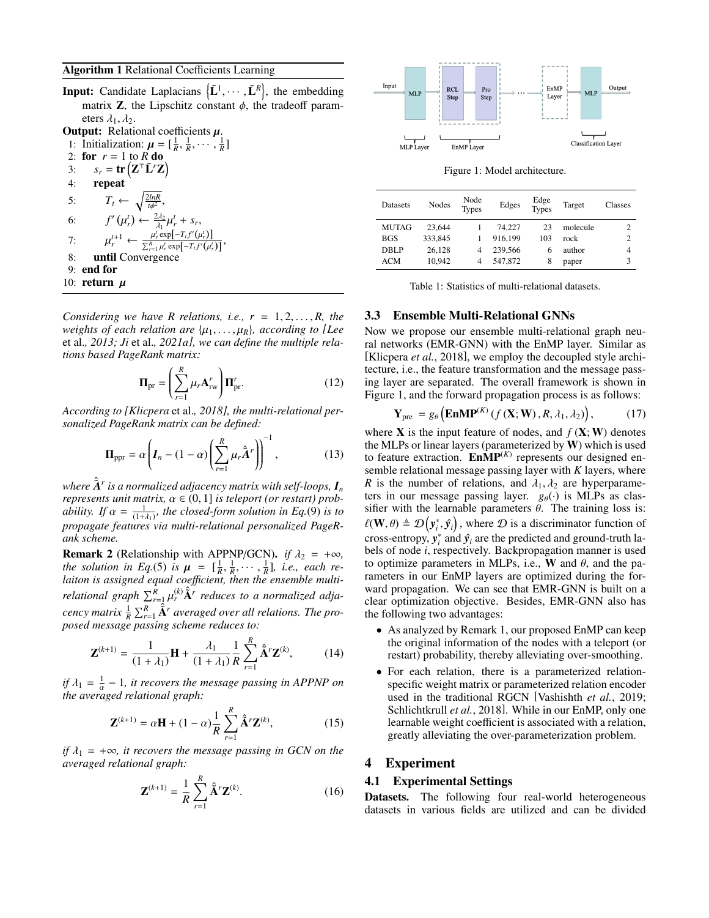**Algorithm 1** Relational Coefficients Learning

**Input:** Candidate Laplacians $\left\{\tilde{\mathbf{L}}^1, \cdots, \tilde{\mathbf{L}}^R\right\}$, the embedding matrix $\mathbf{Z}$, the Lipschitz constant $\phi$, the tradeoff parameters $\lambda_1, \lambda_2$.

**Output:** Relational coefficients $\boldsymbol{\mu}$.

1: Initialization: $\boldsymbol{\mu} = [\frac{1}{R}, \frac{1}{R}, \cdots, \frac{1}{R}]$
2: **for** $r = 1$ to $R$ **do**
3: $\quad s_r = \mathbf{tr}\left(\mathbf{Z}^\top \tilde{\mathbf{L}}^r \mathbf{Z}\right)$
4: $\quad$ **repeat**
5: $\quad\quad T_t \leftarrow \sqrt{\frac{2 ln R}{t \phi^2}}$,
6: $\quad\quad f'\left(\mu_r^t\right) \leftarrow \frac{2\lambda_2}{\lambda_1}\mu_r^t + s_r$,
7: $\quad\quad \mu_r^{t+1} \leftarrow \frac{\mu_r^t \exp\left[-T_t f'\left(\mu_r^t\right)\right]}{\sum_{r=1}^R \mu_r^t \exp\left[-T_t f'\left(\mu_r^t\right)\right]}$,
8: $\quad$ **until** Convergence
9: **end for**
10: **return** $\boldsymbol{\mu}$

*Considering we have R relations, i.e., $r = 1, 2, \ldots, R$, the weights of each relation are $\{\mu_1, \ldots, \mu_R\}$, according to [Lee* et al.*, 2013; Ji* et al.*, 2021a], we can define the multiple relations based PageRank matrix:*

$$\mathbf{\Pi}_{\text{pr}} = \left(\sum_{r=1}^{R} \mu_r \mathbf{A}_{\text{rw}}^r\right) \mathbf{\Pi}_{\text{pr}}^r. \tag{12}$$

*According to [Klicpera* et al.*, 2018], the multi-relational personalized PageRank matrix can be defined:*

$$\mathbf{\Pi}_{\text{ppr}} = \alpha \left(\boldsymbol{I}_n - (1-\alpha)\left(\sum_{r=1}^{R} \mu_r \hat{\tilde{\boldsymbol{A}}}^r\right)\right)^{-1}, \tag{13}$$

*where $\hat{\tilde{\mathbf{A}}}^r$ is a normalized adjacency matrix with self-loops, $\boldsymbol{I}_n$ represents unit matrix, $\alpha \in (0, 1]$ is teleport (or restart) probability. If $\alpha = \frac{1}{(1+\lambda_1)}$, the closed-form solution in Eq.(9) is to propagate features via multi-relational personalized PageRank scheme.*

**Remark 2** (Relationship with APPNP/GCN)**.** *if $\lambda_2 = +\infty$, the solution in Eq.(5) is $\boldsymbol{\mu} = [\frac{1}{R}, \frac{1}{R}, \cdots, \frac{1}{R}]$, i.e., each relaiton is assigned equal coefficient, then the ensemble multi-relational graph $\sum_{r=1}^{R} \mu_r^{(k)} \hat{\tilde{\mathbf{A}}}^r$ reduces to a normalized adjacency matrix $\frac{1}{R}\sum_{r=1}^{R} \hat{\tilde{\mathbf{A}}}^r$ averaged over all relations. The proposed message passing scheme reduces to:*

$$\mathbf{Z}^{(k+1)} = \frac{1}{(1+\lambda_1)}\mathbf{H} + \frac{\lambda_1}{(1+\lambda_1)}\frac{1}{R}\sum_{r=1}^{R} \hat{\tilde{\mathbf{A}}}^r \mathbf{Z}^{(k)}, \tag{14}$$

*if $\lambda_1 = \frac{1}{\alpha} - 1$, it recovers the message passing in APPNP on the averaged relational graph:*

$$\mathbf{Z}^{(k+1)} = \alpha \mathbf{H} + (1-\alpha)\frac{1}{R}\sum_{r=1}^{R} \hat{\tilde{\mathbf{A}}}^r \mathbf{Z}^{(k)}, \tag{15}$$

*if $\lambda_1 = +\infty$, it recovers the message passing in GCN on the averaged relational graph:*

$$\mathbf{Z}^{(k+1)} = \frac{1}{R}\sum_{r=1}^{R} \hat{\tilde{\mathbf{A}}}^r \mathbf{Z}^{(k)}. \tag{16}$$

Figure 1: Model architecture.

| Datasets | Nodes | Node Types | Edges | Edge Types | Target | Classes |
|---|---|---|---|---|---|---|
| MUTAG | 23,644 | 1 | 74,227 | 23 | molecule | 2 |
| BGS | 333,845 | 1 | 916,199 | 103 | rock | 2 |
| DBLP | 26,128 | 4 | 239,566 | 6 | author | 4 |
| ACM | 10,942 | 4 | 547,872 | 8 | paper | 3 |

Table 1: Statistics of multi-relational datasets.

### 3.3 Ensemble Multi-Relational GNNs

Now we propose our ensemble multi-relational graph neural networks (EMR-GNN) with the EnMP layer. Similar as [Klicpera *et al.*, 2018], we employ the decoupled style architecture, i.e., the feature transformation and the message passing layer are separated. The overall framework is shown in Figure 1, and the forward propagation process is as follows:

$$\mathbf{Y}_{\text{pre}} = g_\theta\left(\mathbf{EnMP}^{(K)}\left(f\left(\mathbf{X}; \mathbf{W}\right), R, \lambda_1, \lambda_2\right)\right), \tag{17}$$

where $\mathbf{X}$ is the input feature of nodes, and $f(\mathbf{X}; \mathbf{W})$ denotes the MLPs or linear layers (parameterized by $\mathbf{W}$) which is used to feature extraction. $\mathbf{EnMP}^{(K)}$ represents our designed ensemble relational message passing layer with $K$ layers, where $R$ is the number of relations, and $\lambda_1, \lambda_2$ are hyperparameters in our message passing layer. $g_\theta(\cdot)$ is MLPs as classifier with the learnable parameters $\theta$. The training loss is: $\ell(\mathbf{W}, \theta) \triangleq \mathcal{D}\left(\boldsymbol{y}_i^*, \hat{\boldsymbol{y}}_i\right)$, where $\mathcal{D}$ is a discriminator function of cross-entropy, $\boldsymbol{y}_i^*$ and $\hat{\boldsymbol{y}}_i$ are the predicted and ground-truth labels of node $i$, respectively. Backpropagation manner is used to optimize parameters in MLPs, i.e., $\mathbf{W}$ and $\theta$, and the parameters in our EnMP layers are optimized during the forward propagation. We can see that EMR-GNN is built on a clear optimization objective. Besides, EMR-GNN also has the following two advantages:

- As analyzed by Remark 1, our proposed EnMP can keep the original information of the nodes with a teleport (or restart) probability, thereby alleviating over-smoothing.
- For each relation, there is a parameterized relation-specific weight matrix or parameterized relation encoder used in the traditional RGCN [Vashishth *et al.*, 2019; Schlichtkrull *et al.*, 2018]. While in our EnMP, only one learnable weight coefficient is associated with a relation, greatly alleviating the over-parameterization problem.

## 4 Experiment

### 4.1 Experimental Settings

**Datasets.** The following four real-world heterogeneous datasets in various fields are utilized and can be divided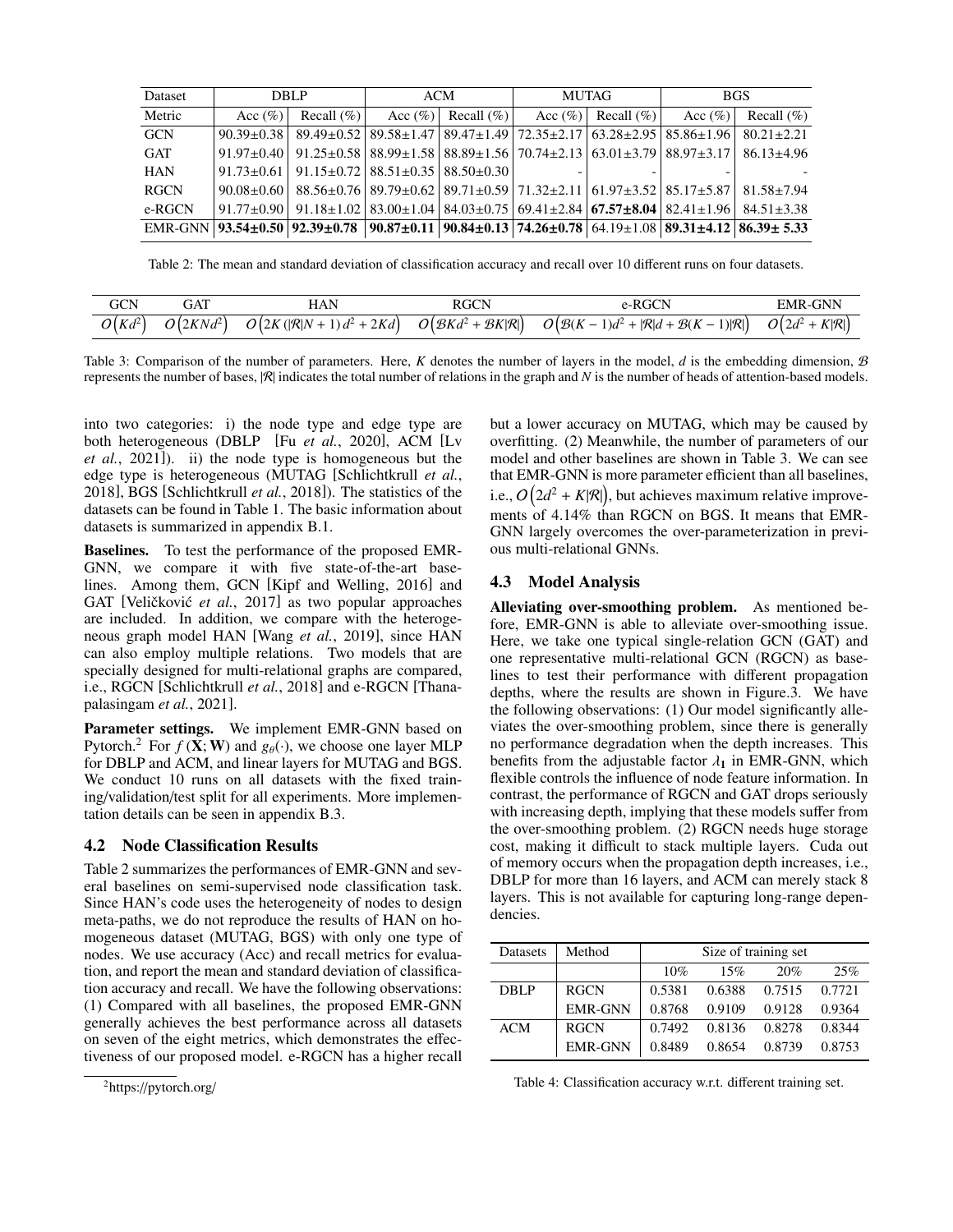| Dataset | DBLP | | ACM | | MUTAG | | BGS | |
|---|---|---|---|---|---|---|---|---|
| Metric | Acc (%) | Recall (%) | Acc (%) | Recall (%) | Acc (%) | Recall (%) | Acc (%) | Recall (%) |
| GCN | 90.39±0.38 | 89.49±0.52 | 89.58±1.47 | 89.47±1.49 | 72.35±2.17 | 63.28±2.95 | 85.86±1.96 | 80.21±2.21 |
| GAT | 91.97±0.40 | 91.25±0.58 | 88.99±1.58 | 88.89±1.56 | 70.74±2.13 | 63.01±3.79 | 88.97±3.17 | 86.13±4.96 |
| HAN | 91.73±0.61 | 91.15±0.72 | 88.51±0.35 | 88.50±0.30 | - | - | - | - |
| RGCN | 90.08±0.60 | 88.56±0.76 | 89.79±0.62 | 89.71±0.59 | 71.32±2.11 | 61.97±3.52 | 85.17±5.87 | 81.58±7.94 |
| e-RGCN | 91.77±0.90 | 91.18±1.02 | 83.00±1.04 | 84.03±0.75 | 69.41±2.84 | **67.57±8.04** | 82.41±1.96 | 84.51±3.38 |
| EMR-GNN | **93.54±0.50** | **92.39±0.78** | **90.87±0.11** | **90.84±0.13** | **74.26±0.78** | 64.19±1.08 | **89.31±4.12** | **86.39± 5.33** |

Table 2: The mean and standard deviation of classification accuracy and recall over 10 different runs on four datasets.

| GCN | GAT | HAN | RGCN | e-RGCN | EMR-GNN |
|---|---|---|---|---|---|
| $O\left(Kd^2\right)$ | $O\left(2KNd^2\right)$ | $O\left(2K\left(\lvert\mathcal{R}\rvert N+1\right)d^2+2Kd\right)$ | $O\left(\mathcal{B}Kd^2+\mathcal{B}K\lvert\mathcal{R}\rvert\right)$ | $O\left(\mathcal{B}(K-1)d^2+\lvert\mathcal{R}\rvert d+\mathcal{B}(K-1)\lvert\mathcal{R}\rvert\right)$ | $O\left(2d^2+K\lvert\mathcal{R}\rvert\right)$ |

Table 3: Comparison of the number of parameters. Here, $K$ denotes the number of layers in the model, $d$ is the embedding dimension, $\mathcal{B}$ represents the number of bases, $|\mathcal{R}|$ indicates the total number of relations in the graph and $N$ is the number of heads of attention-based models.

into two categories: i) the node type and edge type are both heterogeneous (DBLP [Fu *et al.*, 2020], ACM [Lv *et al.*, 2021]). ii) the node type is homogeneous but the edge type is heterogeneous (MUTAG [Schlichtkrull *et al.*, 2018], BGS [Schlichtkrull *et al.*, 2018]). The statistics of the datasets can be found in Table 1. The basic information about datasets is summarized in appendix B.1.

**Baselines.** To test the performance of the proposed EMR-GNN, we compare it with five state-of-the-art baselines. Among them, GCN [Kipf and Welling, 2016] and GAT [Veličković *et al.*, 2017] as two popular approaches are included. In addition, we compare with the heterogeneous graph model HAN [Wang *et al.*, 2019], since HAN can also employ multiple relations. Two models that are specially designed for multi-relational graphs are compared, i.e., RGCN [Schlichtkrull *et al.*, 2018] and e-RGCN [Thanapalasingam *et al.*, 2021].

**Parameter settings.** We implement EMR-GNN based on Pytorch.[2] For $f(\mathbf{X};\mathbf{W})$ and $g_\theta(\cdot)$, we choose one layer MLP for DBLP and ACM, and linear layers for MUTAG and BGS. We conduct 10 runs on all datasets with the fixed training/validation/test split for all experiments. More implementation details can be seen in appendix B.3.

### 4.2 Node Classification Results

Table 2 summarizes the performances of EMR-GNN and several baselines on semi-supervised node classification task. Since HAN's code uses the heterogeneity of nodes to design meta-paths, we do not reproduce the results of HAN on homogeneous dataset (MUTAG, BGS) with only one type of nodes. We use accuracy (Acc) and recall metrics for evaluation, and report the mean and standard deviation of classification accuracy and recall. We have the following observations: (1) Compared with all baselines, the proposed EMR-GNN generally achieves the best performance across all datasets on seven of the eight metrics, which demonstrates the effectiveness of our proposed model. e-RGCN has a higher recall but a lower accuracy on MUTAG, which may be caused by overfitting. (2) Meanwhile, the number of parameters of our model and other baselines are shown in Table 3. We can see that EMR-GNN is more parameter efficient than all baselines, i.e., $O\left(2d^2+K|\mathcal{R}|\right)$, but achieves maximum relative improvements of 4.14% than RGCN on BGS. It means that EMR-GNN largely overcomes the over-parameterization in previous multi-relational GNNs.

[2] https://pytorch.org/

### 4.3 Model Analysis

**Alleviating over-smoothing problem.** As mentioned before, EMR-GNN is able to alleviate over-smoothing issue. Here, we take one typical single-relation GCN (GAT) and one representative multi-relational GCN (RGCN) as baselines to test their performance with different propagation depths, where the results are shown in Figure.3. We have the following observations: (1) Our model significantly alleviates the over-smoothing problem, since there is generally no performance degradation when the depth increases. This benefits from the adjustable factor $\lambda_1$ in EMR-GNN, which flexible controls the influence of node feature information. In contrast, the performance of RGCN and GAT drops seriously with increasing depth, implying that these models suffer from the over-smoothing problem. (2) RGCN needs huge storage cost, making it difficult to stack multiple layers. Cuda out of memory occurs when the propagation depth increases, i.e., DBLP for more than 16 layers, and ACM can merely stack 8 layers. This is not available for capturing long-range dependencies.

| Datasets | Method | Size of training set | | | |
|---|---|---|---|---|---|
| | | 10% | 15% | 20% | 25% |
| DBLP | RGCN | 0.5381 | 0.6388 | 0.7515 | 0.7721 |
| | EMR-GNN | 0.8768 | 0.9109 | 0.9128 | 0.9364 |
| ACM | RGCN | 0.7492 | 0.8136 | 0.8278 | 0.8344 |
| | EMR-GNN | 0.8489 | 0.8654 | 0.8739 | 0.8753 |

Table 4: Classification accuracy w.r.t. different training set.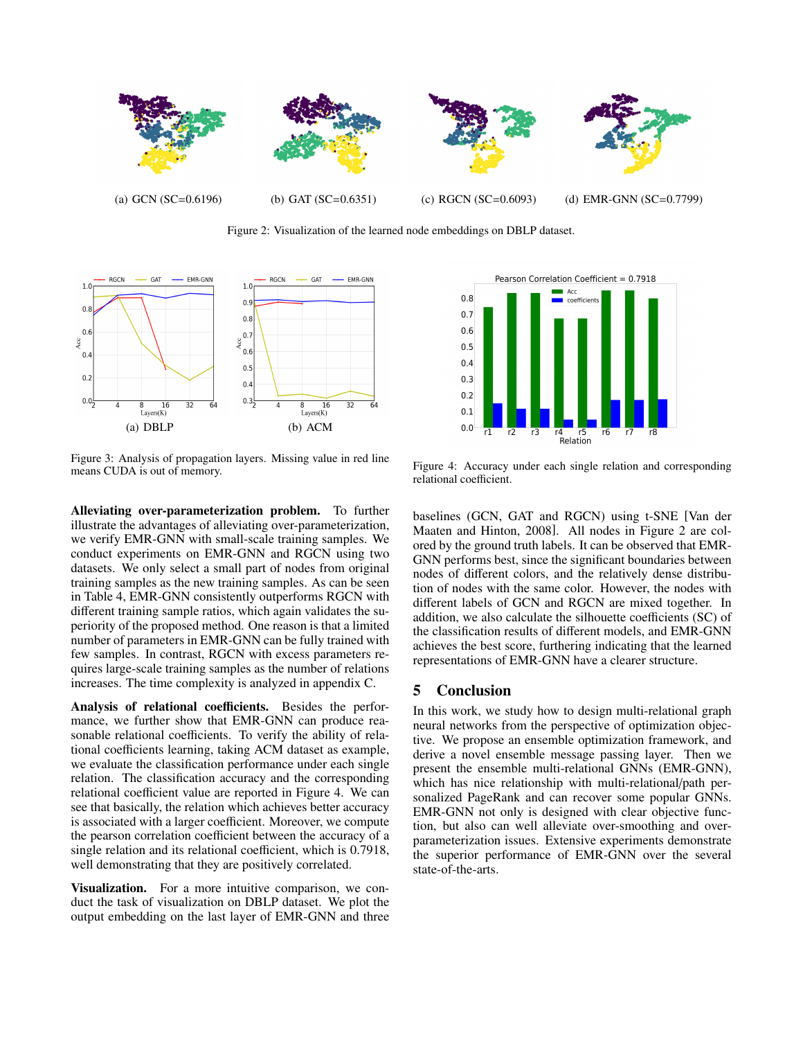(a) GCN (SC=0.6196) (b) GAT (SC=0.6351) (c) RGCN (SC=0.6093) (d) EMR-GNN (SC=0.7799)

Figure 2: Visualization of the learned node embeddings on DBLP dataset.

(a) DBLP (b) ACM

Figure 3: Analysis of propagation layers. Missing value in red line means CUDA is out of memory.

**Alleviating over-parameterization problem.** To further illustrate the advantages of alleviating over-parameterization, we verify EMR-GNN with small-scale training samples. We conduct experiments on EMR-GNN and RGCN using two datasets. We only select a small part of nodes from original training samples as the new training samples. As can be seen in Table 4, EMR-GNN consistently outperforms RGCN with different training sample ratios, which again validates the superiority of the proposed method. One reason is that a limited number of parameters in EMR-GNN can be fully trained with few samples. In contrast, RGCN with excess parameters requires large-scale training samples as the number of relations increases. The time complexity is analyzed in appendix C.

**Analysis of relational coefficients.** Besides the performance, we further show that EMR-GNN can produce reasonable relational coefficients. To verify the ability of relational coefficients learning, taking ACM dataset as example, we evaluate the classification performance under each single relation. The classification accuracy and the corresponding relational coefficient value are reported in Figure 4. We can see that basically, the relation which achieves better accuracy is associated with a larger coefficient. Moreover, we compute the pearson correlation coefficient between the accuracy of a single relation and its relational coefficient, which is 0.7918, well demonstrating that they are positively correlated.

**Visualization.** For a more intuitive comparison, we conduct the task of visualization on DBLP dataset. We plot the output embedding on the last layer of EMR-GNN and three baselines (GCN, GAT and RGCN) using t-SNE [Van der Maaten and Hinton, 2008]. All nodes in Figure 2 are colored by the ground truth labels. It can be observed that EMR-GNN performs best, since the significant boundaries between nodes of different colors, and the relatively dense distribution of nodes with the same color. However, the nodes with different labels of GCN and RGCN are mixed together. In addition, we also calculate the silhouette coefficients (SC) of the classification results of different models, and EMR-GNN achieves the best score, furthering indicating that the learned representations of EMR-GNN have a clearer structure.

Figure 4: Accuracy under each single relation and corresponding relational coefficient.

## 5 Conclusion

In this work, we study how to design multi-relational graph neural networks from the perspective of optimization objective. We propose an ensemble optimization framework, and derive a novel ensemble message passing layer. Then we present the ensemble multi-relational GNNs (EMR-GNN), which has nice relationship with multi-relational/path personalized PageRank and can recover some popular GNNs. EMR-GNN not only is designed with clear objective function, but also can well alleviate over-smoothing and over-parameterization issues. Extensive experiments demonstrate the superior performance of EMR-GNN over the several state-of-the-arts.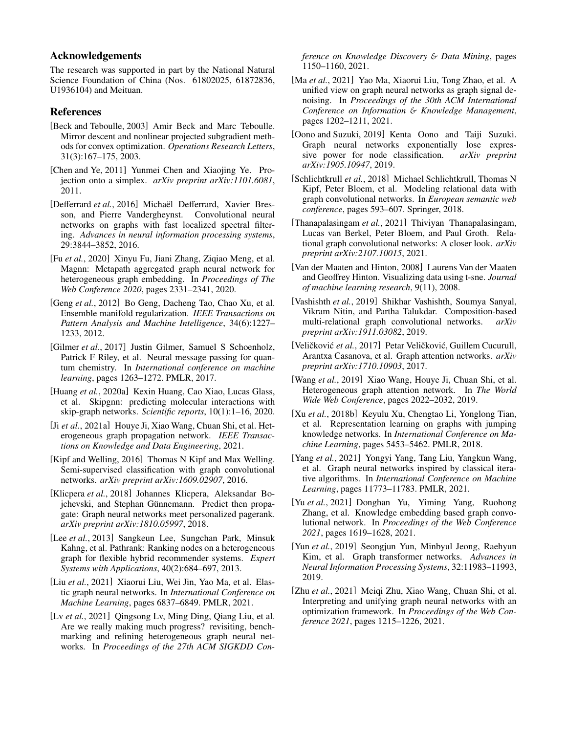## Acknowledgements

The research was supported in part by the National Natural Science Foundation of China (Nos. 61802025, 61872836, U1936104) and Meituan.

## References

[Beck and Teboulle, 2003] Amir Beck and Marc Teboulle. Mirror descent and nonlinear projected subgradient methods for convex optimization. *Operations Research Letters*, 31(3):167–175, 2003.

[Chen and Ye, 2011] Yunmei Chen and Xiaojing Ye. Projection onto a simplex. *arXiv preprint arXiv:1101.6081*, 2011.

[Defferrard *et al.*, 2016] Michaël Defferrard, Xavier Bresson, and Pierre Vandergheynst. Convolutional neural networks on graphs with fast localized spectral filtering. *Advances in neural information processing systems*, 29:3844–3852, 2016.

[Fu *et al.*, 2020] Xinyu Fu, Jiani Zhang, Ziqiao Meng, et al. Magnn: Metapath aggregated graph neural network for heterogeneous graph embedding. In *Proceedings of The Web Conference 2020*, pages 2331–2341, 2020.

[Geng *et al.*, 2012] Bo Geng, Dacheng Tao, Chao Xu, et al. Ensemble manifold regularization. *IEEE Transactions on Pattern Analysis and Machine Intelligence*, 34(6):1227–1233, 2012.

[Gilmer *et al.*, 2017] Justin Gilmer, Samuel S Schoenholz, Patrick F Riley, et al. Neural message passing for quantum chemistry. In *International conference on machine learning*, pages 1263–1272. PMLR, 2017.

[Huang *et al.*, 2020a] Kexin Huang, Cao Xiao, Lucas Glass, et al. Skipgnn: predicting molecular interactions with skip-graph networks. *Scientific reports*, 10(1):1–16, 2020.

[Ji *et al.*, 2021a] Houye Ji, Xiao Wang, Chuan Shi, et al. Heterogeneous graph propagation network. *IEEE Transactions on Knowledge and Data Engineering*, 2021.

[Kipf and Welling, 2016] Thomas N Kipf and Max Welling. Semi-supervised classification with graph convolutional networks. *arXiv preprint arXiv:1609.02907*, 2016.

[Klicpera *et al.*, 2018] Johannes Klicpera, Aleksandar Bojchevski, and Stephan Günnemann. Predict then propagate: Graph neural networks meet personalized pagerank. *arXiv preprint arXiv:1810.05997*, 2018.

[Lee *et al.*, 2013] Sangkeun Lee, Sungchan Park, Minsuk Kahng, et al. Pathrank: Ranking nodes on a heterogeneous graph for flexible hybrid recommender systems. *Expert Systems with Applications*, 40(2):684–697, 2013.

[Liu *et al.*, 2021] Xiaorui Liu, Wei Jin, Yao Ma, et al. Elastic graph neural networks. In *International Conference on Machine Learning*, pages 6837–6849. PMLR, 2021.

[Lv *et al.*, 2021] Qingsong Lv, Ming Ding, Qiang Liu, et al. Are we really making much progress? revisiting, benchmarking and refining heterogeneous graph neural networks. In *Proceedings of the 27th ACM SIGKDD Conference on Knowledge Discovery & Data Mining*, pages 1150–1160, 2021.

[Ma *et al.*, 2021] Yao Ma, Xiaorui Liu, Tong Zhao, et al. A unified view on graph neural networks as graph signal denoising. In *Proceedings of the 30th ACM International Conference on Information & Knowledge Management*, pages 1202–1211, 2021.

[Oono and Suzuki, 2019] Kenta Oono and Taiji Suzuki. Graph neural networks exponentially lose expressive power for node classification. *arXiv preprint arXiv:1905.10947*, 2019.

[Schlichtkrull *et al.*, 2018] Michael Schlichtkrull, Thomas N Kipf, Peter Bloem, et al. Modeling relational data with graph convolutional networks. In *European semantic web conference*, pages 593–607. Springer, 2018.

[Thanapalasingam *et al.*, 2021] Thiviyan Thanapalasingam, Lucas van Berkel, Peter Bloem, and Paul Groth. Relational graph convolutional networks: A closer look. *arXiv preprint arXiv:2107.10015*, 2021.

[Van der Maaten and Hinton, 2008] Laurens Van der Maaten and Geoffrey Hinton. Visualizing data using t-sne. *Journal of machine learning research*, 9(11), 2008.

[Vashishth *et al.*, 2019] Shikhar Vashishth, Soumya Sanyal, Vikram Nitin, and Partha Talukdar. Composition-based multi-relational graph convolutional networks. *arXiv preprint arXiv:1911.03082*, 2019.

[Veličković *et al.*, 2017] Petar Veličković, Guillem Cucurull, Arantxa Casanova, et al. Graph attention networks. *arXiv preprint arXiv:1710.10903*, 2017.

[Wang *et al.*, 2019] Xiao Wang, Houye Ji, Chuan Shi, et al. Heterogeneous graph attention network. In *The World Wide Web Conference*, pages 2022–2032, 2019.

[Xu *et al.*, 2018b] Keyulu Xu, Chengtao Li, Yonglong Tian, et al. Representation learning on graphs with jumping knowledge networks. In *International Conference on Machine Learning*, pages 5453–5462. PMLR, 2018.

[Yang *et al.*, 2021] Yongyi Yang, Tang Liu, Yangkun Wang, et al. Graph neural networks inspired by classical iterative algorithms. In *International Conference on Machine Learning*, pages 11773–11783. PMLR, 2021.

[Yu *et al.*, 2021] Donghan Yu, Yiming Yang, Ruohong Zhang, et al. Knowledge embedding based graph convolutional network. In *Proceedings of the Web Conference 2021*, pages 1619–1628, 2021.

[Yun *et al.*, 2019] Seongjun Yun, Minbyul Jeong, Raehyun Kim, et al. Graph transformer networks. *Advances in Neural Information Processing Systems*, 32:11983–11993, 2019.

[Zhu *et al.*, 2021] Meiqi Zhu, Xiao Wang, Chuan Shi, et al. Interpreting and unifying graph neural networks with an optimization framework. In *Proceedings of the Web Conference 2021*, pages 1215–1226, 2021.